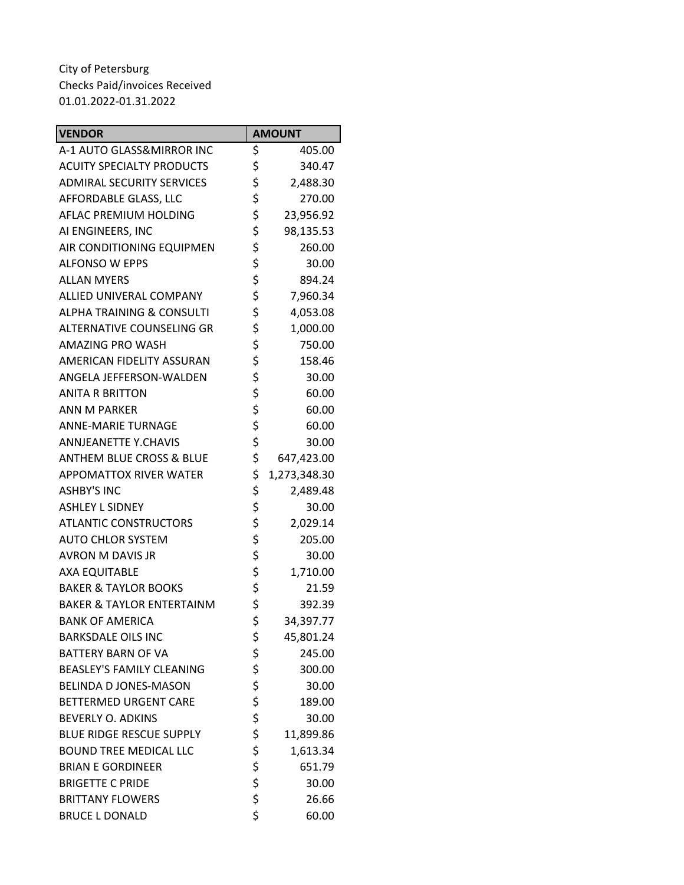City of Petersburg
Checks Paid/invoices Received
01.01.2022-01.31.2022

| VENDOR | AMOUNT |
|---|---|
| A-1 AUTO GLASS&MIRROR INC | $ 405.00 |
| ACUITY SPECIALTY PRODUCTS | $ 340.47 |
| ADMIRAL SECURITY SERVICES | $ 2,488.30 |
| AFFORDABLE GLASS, LLC | $ 270.00 |
| AFLAC PREMIUM HOLDING | $ 23,956.92 |
| AI ENGINEERS, INC | $ 98,135.53 |
| AIR CONDITIONING EQUIPMEN | $ 260.00 |
| ALFONSO W EPPS | $ 30.00 |
| ALLAN MYERS | $ 894.24 |
| ALLIED UNIVERAL COMPANY | $ 7,960.34 |
| ALPHA TRAINING & CONSULTI | $ 4,053.08 |
| ALTERNATIVE COUNSELING GR | $ 1,000.00 |
| AMAZING PRO WASH | $ 750.00 |
| AMERICAN FIDELITY ASSURAN | $ 158.46 |
| ANGELA JEFFERSON-WALDEN | $ 30.00 |
| ANITA R BRITTON | $ 60.00 |
| ANN M PARKER | $ 60.00 |
| ANNE-MARIE TURNAGE | $ 60.00 |
| ANNJEANETTE Y.CHAVIS | $ 30.00 |
| ANTHEM BLUE CROSS & BLUE | $ 647,423.00 |
| APPOMATTOX RIVER WATER | $ 1,273,348.30 |
| ASHBY'S INC | $ 2,489.48 |
| ASHLEY L SIDNEY | $ 30.00 |
| ATLANTIC CONSTRUCTORS | $ 2,029.14 |
| AUTO CHLOR SYSTEM | $ 205.00 |
| AVRON M DAVIS JR | $ 30.00 |
| AXA EQUITABLE | $ 1,710.00 |
| BAKER & TAYLOR BOOKS | $ 21.59 |
| BAKER & TAYLOR ENTERTAINM | $ 392.39 |
| BANK OF AMERICA | $ 34,397.77 |
| BARKSDALE OILS INC | $ 45,801.24 |
| BATTERY BARN OF VA | $ 245.00 |
| BEASLEY'S FAMILY CLEANING | $ 300.00 |
| BELINDA D JONES-MASON | $ 30.00 |
| BETTERMED URGENT CARE | $ 189.00 |
| BEVERLY O. ADKINS | $ 30.00 |
| BLUE RIDGE RESCUE SUPPLY | $ 11,899.86 |
| BOUND TREE MEDICAL LLC | $ 1,613.34 |
| BRIAN E GORDINEER | $ 651.79 |
| BRIGETTE C PRIDE | $ 30.00 |
| BRITTANY FLOWERS | $ 26.66 |
| BRUCE L DONALD | $ 60.00 |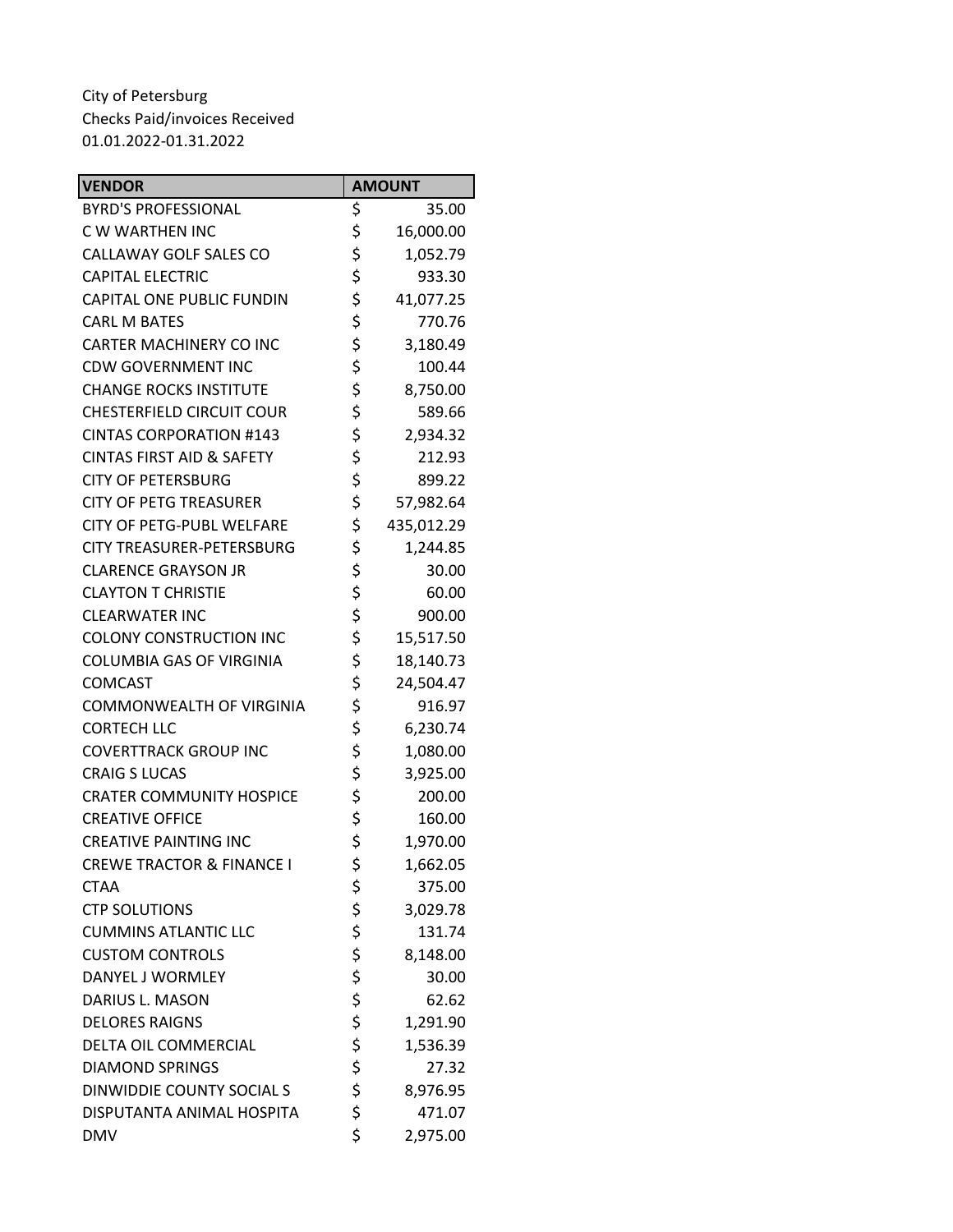City of Petersburg
Checks Paid/invoices Received
01.01.2022-01.31.2022

| VENDOR | AMOUNT |
|---|---|
| BYRD'S PROFESSIONAL | $ 35.00 |
| C W WARTHEN INC | $ 16,000.00 |
| CALLAWAY GOLF SALES CO | $ 1,052.79 |
| CAPITAL ELECTRIC | $ 933.30 |
| CAPITAL ONE PUBLIC FUNDIN | $ 41,077.25 |
| CARL M BATES | $ 770.76 |
| CARTER MACHINERY CO INC | $ 3,180.49 |
| CDW GOVERNMENT INC | $ 100.44 |
| CHANGE ROCKS INSTITUTE | $ 8,750.00 |
| CHESTERFIELD CIRCUIT COUR | $ 589.66 |
| CINTAS CORPORATION #143 | $ 2,934.32 |
| CINTAS FIRST AID & SAFETY | $ 212.93 |
| CITY OF PETERSBURG | $ 899.22 |
| CITY OF PETG TREASURER | $ 57,982.64 |
| CITY OF PETG-PUBL WELFARE | $ 435,012.29 |
| CITY TREASURER-PETERSBURG | $ 1,244.85 |
| CLARENCE GRAYSON JR | $ 30.00 |
| CLAYTON T CHRISTIE | $ 60.00 |
| CLEARWATER INC | $ 900.00 |
| COLONY CONSTRUCTION INC | $ 15,517.50 |
| COLUMBIA GAS OF VIRGINIA | $ 18,140.73 |
| COMCAST | $ 24,504.47 |
| COMMONWEALTH OF VIRGINIA | $ 916.97 |
| CORTECH LLC | $ 6,230.74 |
| COVERTTRACK GROUP INC | $ 1,080.00 |
| CRAIG S LUCAS | $ 3,925.00 |
| CRATER COMMUNITY HOSPICE | $ 200.00 |
| CREATIVE OFFICE | $ 160.00 |
| CREATIVE PAINTING INC | $ 1,970.00 |
| CREWE TRACTOR & FINANCE I | $ 1,662.05 |
| CTAA | $ 375.00 |
| CTP SOLUTIONS | $ 3,029.78 |
| CUMMINS ATLANTIC LLC | $ 131.74 |
| CUSTOM CONTROLS | $ 8,148.00 |
| DANYEL J WORMLEY | $ 30.00 |
| DARIUS L. MASON | $ 62.62 |
| DELORES RAIGNS | $ 1,291.90 |
| DELTA OIL COMMERCIAL | $ 1,536.39 |
| DIAMOND SPRINGS | $ 27.32 |
| DINWIDDIE COUNTY SOCIAL S | $ 8,976.95 |
| DISPUTANTA ANIMAL HOSPITA | $ 471.07 |
| DMV | $ 2,975.00 |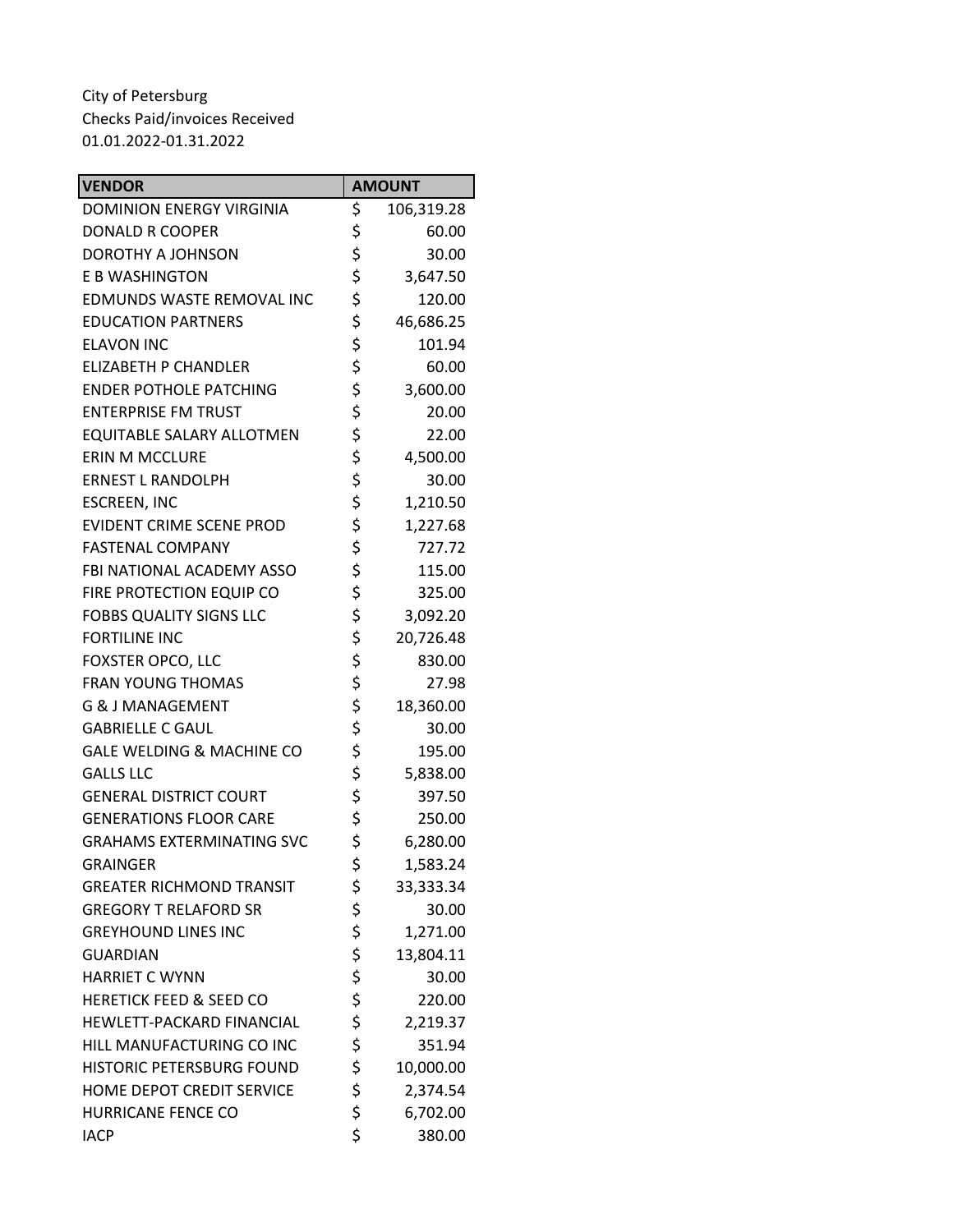City of Petersburg
Checks Paid/invoices Received
01.01.2022-01.31.2022

| VENDOR | AMOUNT |
|---|---|
| DOMINION ENERGY VIRGINIA | $ 106,319.28 |
| DONALD R COOPER | $ 60.00 |
| DOROTHY A JOHNSON | $ 30.00 |
| E B WASHINGTON | $ 3,647.50 |
| EDMUNDS WASTE REMOVAL INC | $ 120.00 |
| EDUCATION PARTNERS | $ 46,686.25 |
| ELAVON INC | $ 101.94 |
| ELIZABETH P CHANDLER | $ 60.00 |
| ENDER POTHOLE PATCHING | $ 3,600.00 |
| ENTERPRISE FM TRUST | $ 20.00 |
| EQUITABLE SALARY ALLOTMEN | $ 22.00 |
| ERIN M MCCLURE | $ 4,500.00 |
| ERNEST L RANDOLPH | $ 30.00 |
| ESCREEN, INC | $ 1,210.50 |
| EVIDENT CRIME SCENE PROD | $ 1,227.68 |
| FASTENAL COMPANY | $ 727.72 |
| FBI NATIONAL ACADEMY ASSO | $ 115.00 |
| FIRE PROTECTION EQUIP CO | $ 325.00 |
| FOBBS QUALITY SIGNS LLC | $ 3,092.20 |
| FORTILINE INC | $ 20,726.48 |
| FOXSTER OPCO, LLC | $ 830.00 |
| FRAN YOUNG THOMAS | $ 27.98 |
| G & J MANAGEMENT | $ 18,360.00 |
| GABRIELLE C GAUL | $ 30.00 |
| GALE WELDING & MACHINE CO | $ 195.00 |
| GALLS LLC | $ 5,838.00 |
| GENERAL DISTRICT COURT | $ 397.50 |
| GENERATIONS FLOOR CARE | $ 250.00 |
| GRAHAMS EXTERMINATING SVC | $ 6,280.00 |
| GRAINGER | $ 1,583.24 |
| GREATER RICHMOND TRANSIT | $ 33,333.34 |
| GREGORY T RELAFORD SR | $ 30.00 |
| GREYHOUND LINES INC | $ 1,271.00 |
| GUARDIAN | $ 13,804.11 |
| HARRIET C WYNN | $ 30.00 |
| HERETICK FEED & SEED CO | $ 220.00 |
| HEWLETT-PACKARD FINANCIAL | $ 2,219.37 |
| HILL MANUFACTURING CO INC | $ 351.94 |
| HISTORIC PETERSBURG FOUND | $ 10,000.00 |
| HOME DEPOT CREDIT SERVICE | $ 2,374.54 |
| HURRICANE FENCE CO | $ 6,702.00 |
| IACP | $ 380.00 |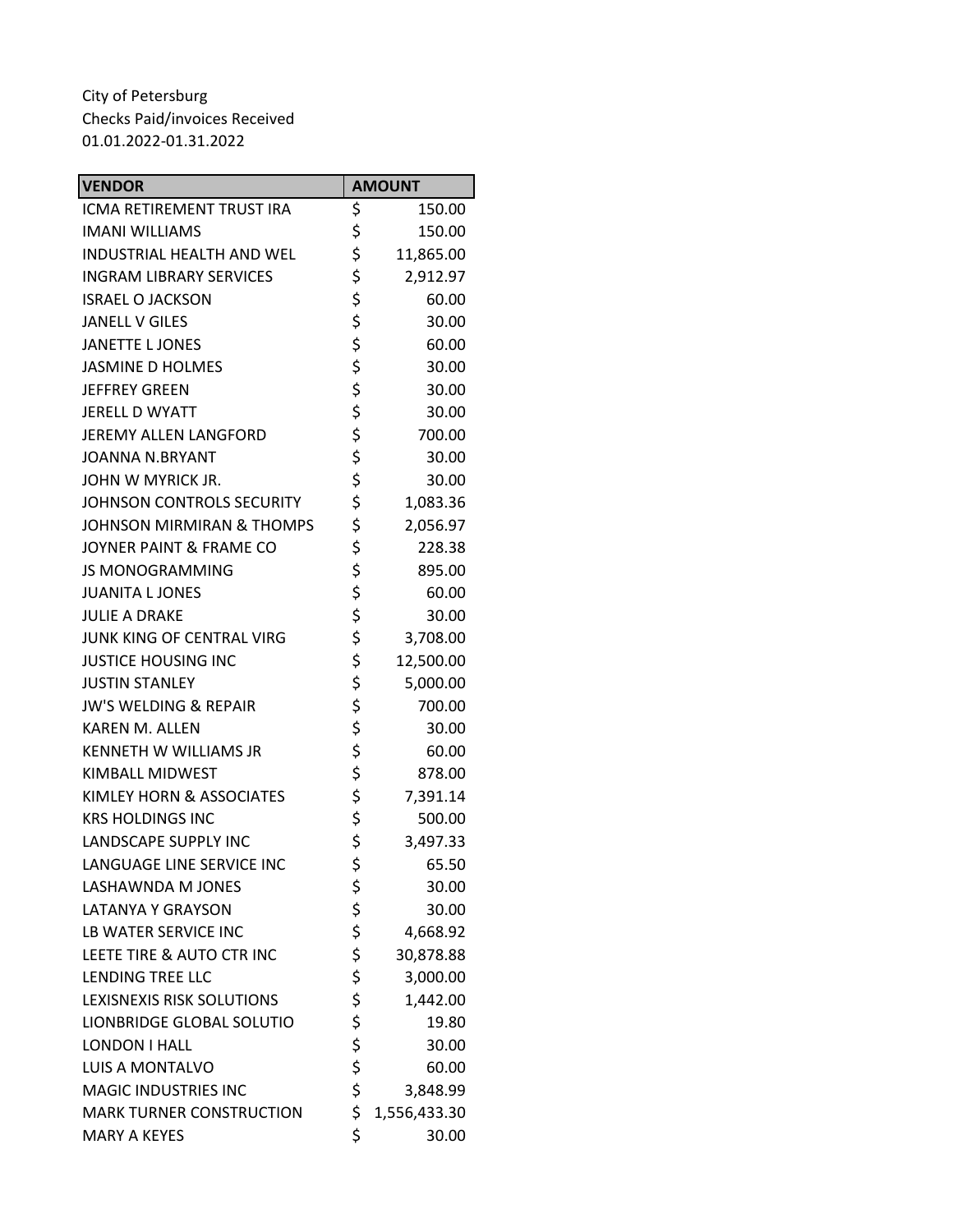City of Petersburg
Checks Paid/invoices Received
01.01.2022-01.31.2022

| VENDOR | AMOUNT |
| --- | --- |
| ICMA RETIREMENT TRUST IRA | $ 150.00 |
| IMANI WILLIAMS | $ 150.00 |
| INDUSTRIAL HEALTH AND WEL | $ 11,865.00 |
| INGRAM LIBRARY SERVICES | $ 2,912.97 |
| ISRAEL O JACKSON | $ 60.00 |
| JANELL V GILES | $ 30.00 |
| JANETTE L JONES | $ 60.00 |
| JASMINE D HOLMES | $ 30.00 |
| JEFFREY GREEN | $ 30.00 |
| JERELL D WYATT | $ 30.00 |
| JEREMY ALLEN LANGFORD | $ 700.00 |
| JOANNA N.BRYANT | $ 30.00 |
| JOHN W MYRICK JR. | $ 30.00 |
| JOHNSON CONTROLS SECURITY | $ 1,083.36 |
| JOHNSON MIRMIRAN & THOMPS | $ 2,056.97 |
| JOYNER PAINT & FRAME CO | $ 228.38 |
| JS MONOGRAMMING | $ 895.00 |
| JUANITA L JONES | $ 60.00 |
| JULIE A DRAKE | $ 30.00 |
| JUNK KING OF CENTRAL VIRG | $ 3,708.00 |
| JUSTICE HOUSING INC | $ 12,500.00 |
| JUSTIN STANLEY | $ 5,000.00 |
| JW'S WELDING & REPAIR | $ 700.00 |
| KAREN M. ALLEN | $ 30.00 |
| KENNETH W WILLIAMS JR | $ 60.00 |
| KIMBALL MIDWEST | $ 878.00 |
| KIMLEY HORN & ASSOCIATES | $ 7,391.14 |
| KRS HOLDINGS INC | $ 500.00 |
| LANDSCAPE SUPPLY INC | $ 3,497.33 |
| LANGUAGE LINE SERVICE INC | $ 65.50 |
| LASHAWNDA M JONES | $ 30.00 |
| LATANYA Y GRAYSON | $ 30.00 |
| LB WATER SERVICE INC | $ 4,668.92 |
| LEETE TIRE & AUTO CTR INC | $ 30,878.88 |
| LENDING TREE LLC | $ 3,000.00 |
| LEXISNEXIS RISK SOLUTIONS | $ 1,442.00 |
| LIONBRIDGE GLOBAL SOLUTIO | $ 19.80 |
| LONDON I HALL | $ 30.00 |
| LUIS A MONTALVO | $ 60.00 |
| MAGIC INDUSTRIES INC | $ 3,848.99 |
| MARK TURNER CONSTRUCTION | $ 1,556,433.30 |
| MARY A KEYES | $ 30.00 |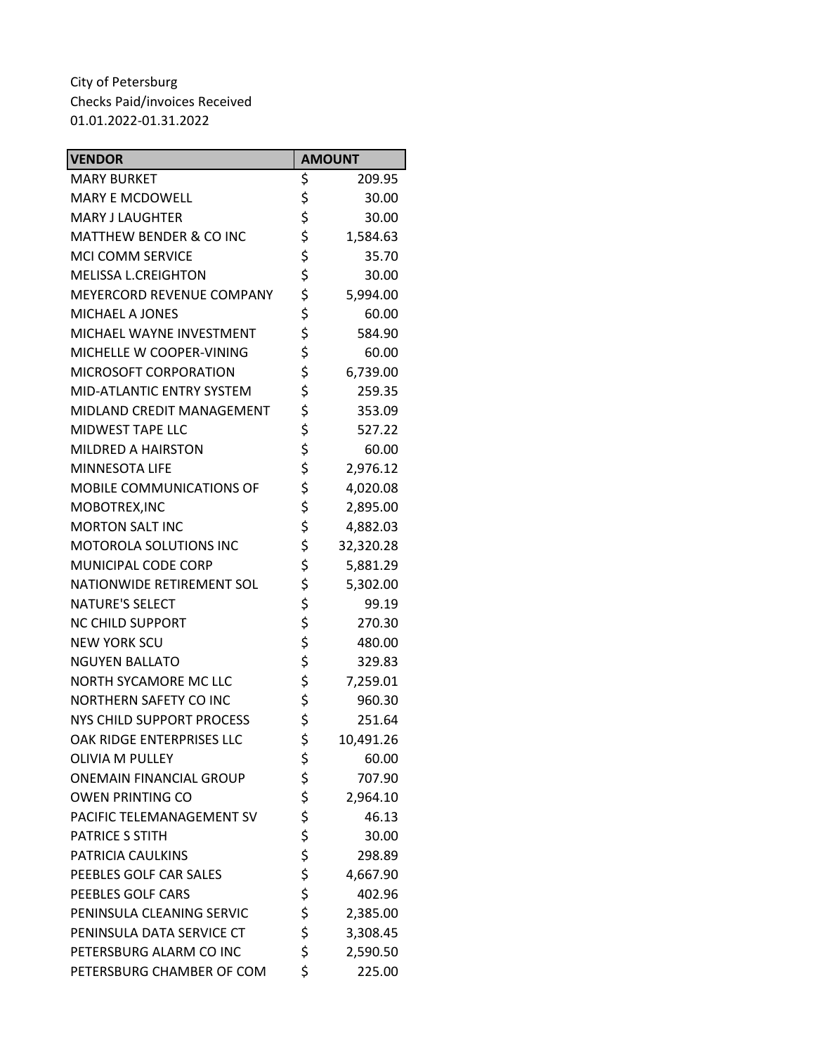City of Petersburg
Checks Paid/invoices Received
01.01.2022-01.31.2022

| VENDOR | AMOUNT |
|---|---|
| MARY BURKET | $ 209.95 |
| MARY E MCDOWELL | $ 30.00 |
| MARY J LAUGHTER | $ 30.00 |
| MATTHEW BENDER & CO INC | $ 1,584.63 |
| MCI COMM SERVICE | $ 35.70 |
| MELISSA L.CREIGHTON | $ 30.00 |
| MEYERCORD REVENUE COMPANY | $ 5,994.00 |
| MICHAEL A JONES | $ 60.00 |
| MICHAEL WAYNE INVESTMENT | $ 584.90 |
| MICHELLE W COOPER-VINING | $ 60.00 |
| MICROSOFT CORPORATION | $ 6,739.00 |
| MID-ATLANTIC ENTRY SYSTEM | $ 259.35 |
| MIDLAND CREDIT MANAGEMENT | $ 353.09 |
| MIDWEST TAPE LLC | $ 527.22 |
| MILDRED A HAIRSTON | $ 60.00 |
| MINNESOTA LIFE | $ 2,976.12 |
| MOBILE COMMUNICATIONS OF | $ 4,020.08 |
| MOBOTREX,INC | $ 2,895.00 |
| MORTON SALT INC | $ 4,882.03 |
| MOTOROLA SOLUTIONS INC | $ 32,320.28 |
| MUNICIPAL CODE CORP | $ 5,881.29 |
| NATIONWIDE RETIREMENT SOL | $ 5,302.00 |
| NATURE'S SELECT | $ 99.19 |
| NC CHILD SUPPORT | $ 270.30 |
| NEW YORK SCU | $ 480.00 |
| NGUYEN BALLATO | $ 329.83 |
| NORTH SYCAMORE MC LLC | $ 7,259.01 |
| NORTHERN SAFETY CO INC | $ 960.30 |
| NYS CHILD SUPPORT PROCESS | $ 251.64 |
| OAK RIDGE ENTERPRISES LLC | $ 10,491.26 |
| OLIVIA M PULLEY | $ 60.00 |
| ONEMAIN FINANCIAL GROUP | $ 707.90 |
| OWEN PRINTING CO | $ 2,964.10 |
| PACIFIC TELEMANAGEMENT SV | $ 46.13 |
| PATRICE S STITH | $ 30.00 |
| PATRICIA CAULKINS | $ 298.89 |
| PEEBLES GOLF CAR SALES | $ 4,667.90 |
| PEEBLES GOLF CARS | $ 402.96 |
| PENINSULA CLEANING SERVIC | $ 2,385.00 |
| PENINSULA DATA SERVICE CT | $ 3,308.45 |
| PETERSBURG ALARM CO INC | $ 2,590.50 |
| PETERSBURG CHAMBER OF COM | $ 225.00 |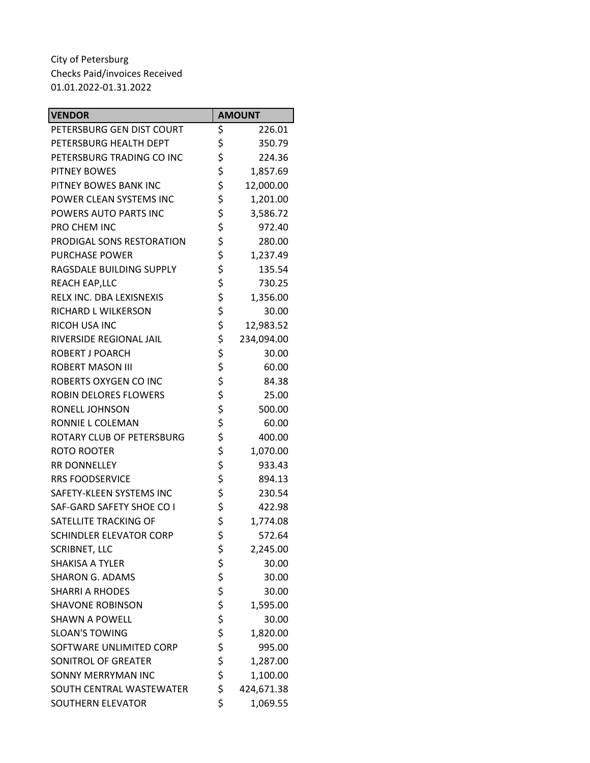City of Petersburg
Checks Paid/invoices Received
01.01.2022-01.31.2022

| VENDOR | AMOUNT |
|---|---|
| PETERSBURG GEN DIST COURT | $ 226.01 |
| PETERSBURG HEALTH DEPT | $ 350.79 |
| PETERSBURG TRADING CO INC | $ 224.36 |
| PITNEY BOWES | $ 1,857.69 |
| PITNEY BOWES BANK INC | $ 12,000.00 |
| POWER CLEAN SYSTEMS INC | $ 1,201.00 |
| POWERS AUTO PARTS INC | $ 3,586.72 |
| PRO CHEM INC | $ 972.40 |
| PRODIGAL SONS RESTORATION | $ 280.00 |
| PURCHASE POWER | $ 1,237.49 |
| RAGSDALE BUILDING SUPPLY | $ 135.54 |
| REACH EAP,LLC | $ 730.25 |
| RELX INC. DBA LEXISNEXIS | $ 1,356.00 |
| RICHARD L WILKERSON | $ 30.00 |
| RICOH USA INC | $ 12,983.52 |
| RIVERSIDE REGIONAL JAIL | $ 234,094.00 |
| ROBERT J POARCH | $ 30.00 |
| ROBERT MASON III | $ 60.00 |
| ROBERTS OXYGEN CO INC | $ 84.38 |
| ROBIN DELORES FLOWERS | $ 25.00 |
| RONELL JOHNSON | $ 500.00 |
| RONNIE L COLEMAN | $ 60.00 |
| ROTARY CLUB OF PETERSBURG | $ 400.00 |
| ROTO ROOTER | $ 1,070.00 |
| RR DONNELLEY | $ 933.43 |
| RRS FOODSERVICE | $ 894.13 |
| SAFETY-KLEEN SYSTEMS INC | $ 230.54 |
| SAF-GARD SAFETY SHOE CO I | $ 422.98 |
| SATELLITE TRACKING OF | $ 1,774.08 |
| SCHINDLER ELEVATOR CORP | $ 572.64 |
| SCRIBNET, LLC | $ 2,245.00 |
| SHAKISA A TYLER | $ 30.00 |
| SHARON G. ADAMS | $ 30.00 |
| SHARRI A RHODES | $ 30.00 |
| SHAVONE ROBINSON | $ 1,595.00 |
| SHAWN A POWELL | $ 30.00 |
| SLOAN'S TOWING | $ 1,820.00 |
| SOFTWARE UNLIMITED CORP | $ 995.00 |
| SONITROL OF GREATER | $ 1,287.00 |
| SONNY MERRYMAN INC | $ 1,100.00 |
| SOUTH CENTRAL WASTEWATER | $ 424,671.38 |
| SOUTHERN ELEVATOR | $ 1,069.55 |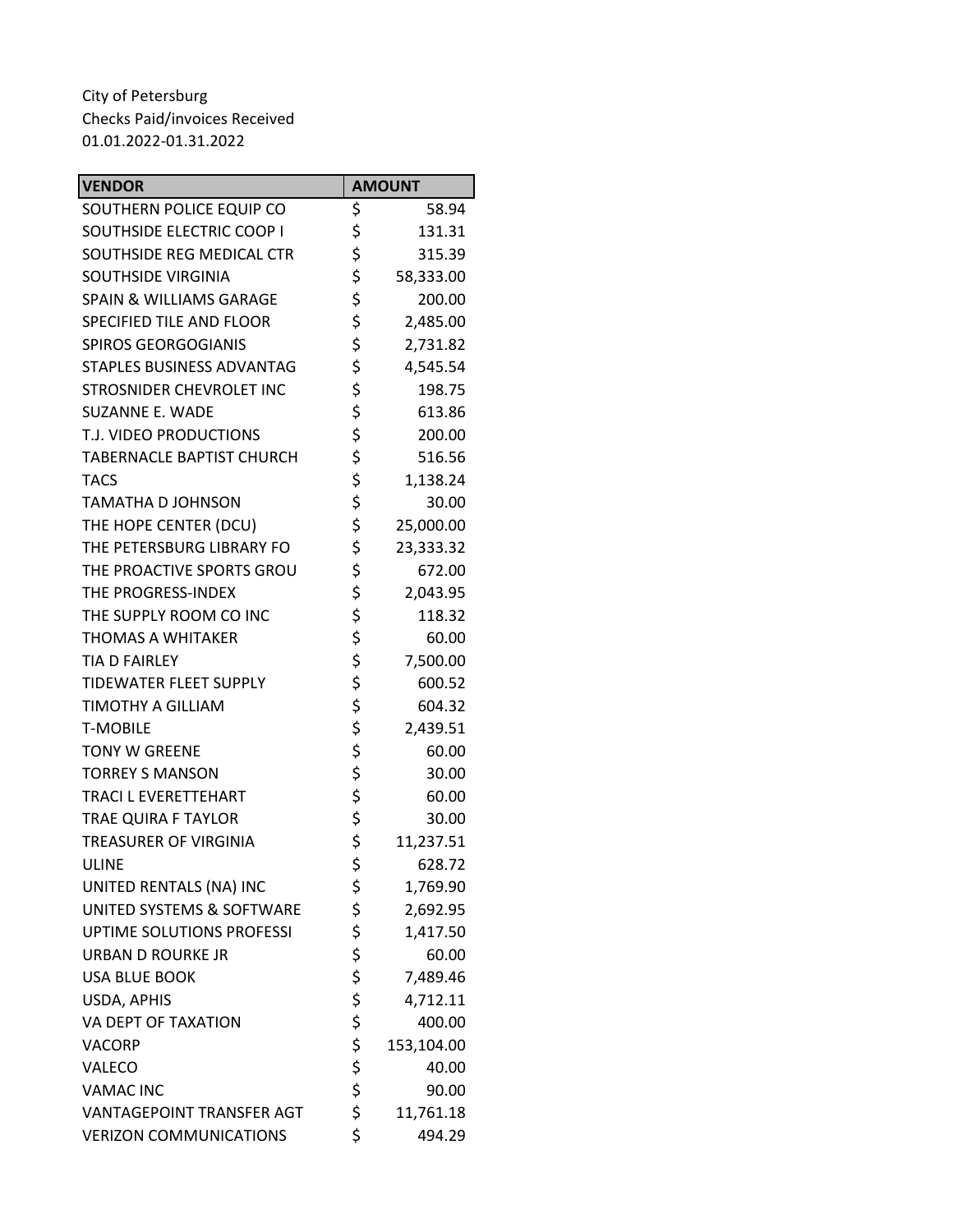City of Petersburg
Checks Paid/invoices Received
01.01.2022-01.31.2022

| VENDOR | AMOUNT |
|---|---|
| SOUTHERN POLICE EQUIP CO | $ 58.94 |
| SOUTHSIDE ELECTRIC COOP I | $ 131.31 |
| SOUTHSIDE REG MEDICAL CTR | $ 315.39 |
| SOUTHSIDE VIRGINIA | $ 58,333.00 |
| SPAIN & WILLIAMS GARAGE | $ 200.00 |
| SPECIFIED TILE AND FLOOR | $ 2,485.00 |
| SPIROS GEORGOGIANIS | $ 2,731.82 |
| STAPLES BUSINESS ADVANTAG | $ 4,545.54 |
| STROSNIDER CHEVROLET INC | $ 198.75 |
| SUZANNE E. WADE | $ 613.86 |
| T.J. VIDEO PRODUCTIONS | $ 200.00 |
| TABERNACLE BAPTIST CHURCH | $ 516.56 |
| TACS | $ 1,138.24 |
| TAMATHA D JOHNSON | $ 30.00 |
| THE HOPE CENTER (DCU) | $ 25,000.00 |
| THE PETERSBURG LIBRARY FO | $ 23,333.32 |
| THE PROACTIVE SPORTS GROU | $ 672.00 |
| THE PROGRESS-INDEX | $ 2,043.95 |
| THE SUPPLY ROOM CO INC | $ 118.32 |
| THOMAS A WHITAKER | $ 60.00 |
| TIA D FAIRLEY | $ 7,500.00 |
| TIDEWATER FLEET SUPPLY | $ 600.52 |
| TIMOTHY A GILLIAM | $ 604.32 |
| T-MOBILE | $ 2,439.51 |
| TONY W GREENE | $ 60.00 |
| TORREY S MANSON | $ 30.00 |
| TRACI L EVERETTEHART | $ 60.00 |
| TRAE QUIRA F TAYLOR | $ 30.00 |
| TREASURER OF VIRGINIA | $ 11,237.51 |
| ULINE | $ 628.72 |
| UNITED RENTALS (NA) INC | $ 1,769.90 |
| UNITED SYSTEMS & SOFTWARE | $ 2,692.95 |
| UPTIME SOLUTIONS PROFESSI | $ 1,417.50 |
| URBAN D ROURKE JR | $ 60.00 |
| USA BLUE BOOK | $ 7,489.46 |
| USDA, APHIS | $ 4,712.11 |
| VA DEPT OF TAXATION | $ 400.00 |
| VACORP | $ 153,104.00 |
| VALECO | $ 40.00 |
| VAMAC INC | $ 90.00 |
| VANTAGEPOINT TRANSFER AGT | $ 11,761.18 |
| VERIZON COMMUNICATIONS | $ 494.29 |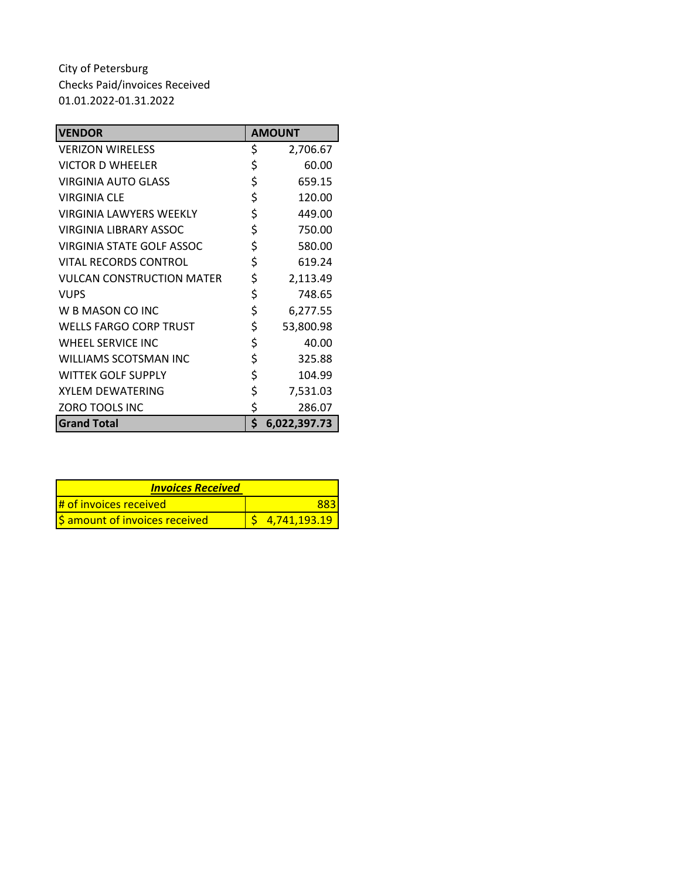City of Petersburg
Checks Paid/invoices Received
01.01.2022-01.31.2022

| VENDOR | AMOUNT |
|---|---|
| VERIZON WIRELESS | $ 2,706.67 |
| VICTOR D WHEELER | $ 60.00 |
| VIRGINIA AUTO GLASS | $ 659.15 |
| VIRGINIA CLE | $ 120.00 |
| VIRGINIA LAWYERS WEEKLY | $ 449.00 |
| VIRGINIA LIBRARY ASSOC | $ 750.00 |
| VIRGINIA STATE GOLF ASSOC | $ 580.00 |
| VITAL RECORDS CONTROL | $ 619.24 |
| VULCAN CONSTRUCTION MATER | $ 2,113.49 |
| VUPS | $ 748.65 |
| W B MASON CO INC | $ 6,277.55 |
| WELLS FARGO CORP TRUST | $ 53,800.98 |
| WHEEL SERVICE INC | $ 40.00 |
| WILLIAMS SCOTSMAN INC | $ 325.88 |
| WITTEK GOLF SUPPLY | $ 104.99 |
| XYLEM DEWATERING | $ 7,531.03 |
| ZORO TOOLS INC | $ 286.07 |
| **Grand Total** | **$ 6,022,397.73** |

| ***Invoices Received*** | |
|---|---|
| # of invoices received | 883 |
| $ amount of invoices received | $ 4,741,193.19 |